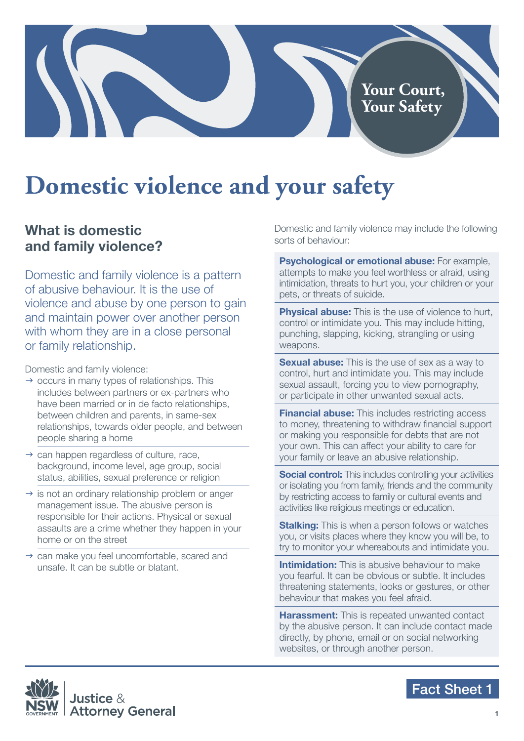Your Court, Your Safety

# Domestic violence and your safety

## What is domestic and family violence?

Domestic and family violence is a pattern of abusive behaviour. It is the use of violence and abuse by one person to gain and maintain power over another person with whom they are in a close personal or family relationship.

Domestic and family violence:

- → occurs in many types of relationships. This includes between partners or ex-partners who have been married or in de facto relationships, between children and parents, in same-sex relationships, towards older people, and between people sharing a home
- → can happen regardless of culture, race, background, income level, age group, social status, abilities, sexual preference or religion
- → is not an ordinary relationship problem or anger management issue. The abusive person is responsible for their actions. Physical or sexual assaults are a crime whether they happen in your home or on the street
- → can make you feel uncomfortable, scared and unsafe. It can be subtle or blatant.

Domestic and family violence may include the following sorts of behaviour:

**Psychological or emotional abuse:** For example, attempts to make you feel worthless or afraid, using intimidation, threats to hurt you, your children or your pets, or threats of suicide.

**Physical abuse:** This is the use of violence to hurt, control or intimidate you. This may include hitting, punching, slapping, kicking, strangling or using weapons.

**Sexual abuse:** This is the use of sex as a way to control, hurt and intimidate you. This may include sexual assault, forcing you to view pornography, or participate in other unwanted sexual acts.

**Financial abuse:** This includes restricting access to money, threatening to withdraw financial support or making you responsible for debts that are not your own. This can affect your ability to care for your family or leave an abusive relationship.

**Social control:** This includes controlling your activities or isolating you from family, friends and the community by restricting access to family or cultural events and activities like religious meetings or education.

**Stalking:** This is when a person follows or watches you, or visits places where they know you will be, to try to monitor your whereabouts and intimidate you.

**Intimidation:** This is abusive behaviour to make you fearful. It can be obvious or subtle. It includes threatening statements, looks or gestures, or other behaviour that makes you feel afraid.

**Harassment:** This is repeated unwanted contact by the abusive person. It can include contact made directly, by phone, email or on social networking websites, or through another person.

NSW Government | Justice & Attorney General

Fact Sheet 1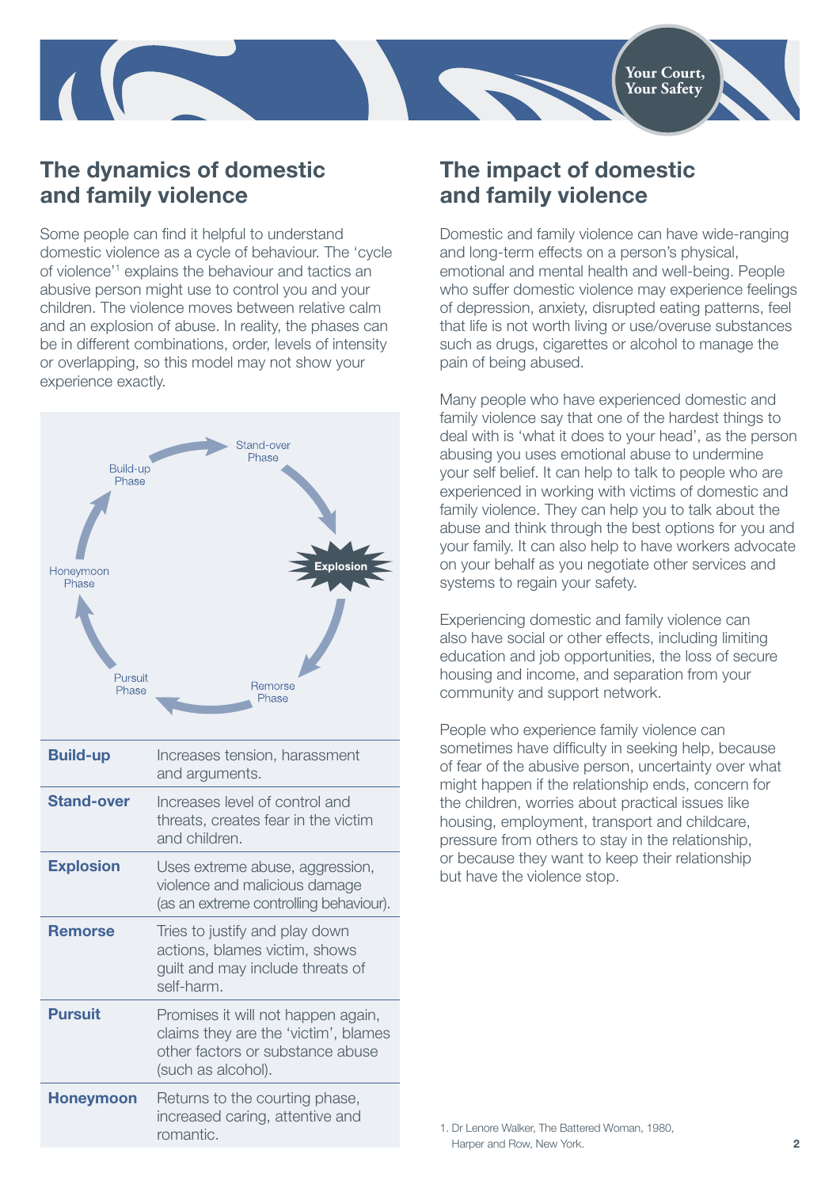## The dynamics of domestic and family violence

Some people can find it helpful to understand domestic violence as a cycle of behaviour. The 'cycle of violence'[1] explains the behaviour and tactics an abusive person might use to control you and your children. The violence moves between relative calm and an explosion of abuse. In reality, the phases can be in different combinations, order, levels of intensity or overlapping, so this model may not show your experience exactly.

Build-up Phase → Stand-over Phase → Explosion → Remorse Phase → Pursuit Phase → Honeymoon Phase

| Phase | Description |
| --- | --- |
| **Build-up** | Increases tension, harassment and arguments. |
| **Stand-over** | Increases level of control and threats, creates fear in the victim and children. |
| **Explosion** | Uses extreme abuse, aggression, violence and malicious damage (as an extreme controlling behaviour). |
| **Remorse** | Tries to justify and play down actions, blames victim, shows guilt and may include threats of self-harm. |
| **Pursuit** | Promises it will not happen again, claims they are the 'victim', blames other factors or substance abuse (such as alcohol). |
| **Honeymoon** | Returns to the courting phase, increased caring, attentive and romantic. |

## The impact of domestic and family violence

Domestic and family violence can have wide-ranging and long-term effects on a person's physical, emotional and mental health and well-being. People who suffer domestic violence may experience feelings of depression, anxiety, disrupted eating patterns, feel that life is not worth living or use/overuse substances such as drugs, cigarettes or alcohol to manage the pain of being abused.

Many people who have experienced domestic and family violence say that one of the hardest things to deal with is 'what it does to your head', as the person abusing you uses emotional abuse to undermine your self belief. It can help to talk to people who are experienced in working with victims of domestic and family violence. They can help you to talk about the abuse and think through the best options for you and your family. It can also help to have workers advocate on your behalf as you negotiate other services and systems to regain your safety.

Experiencing domestic and family violence can also have social or other effects, including limiting education and job opportunities, the loss of secure housing and income, and separation from your community and support network.

People who experience family violence can sometimes have difficulty in seeking help, because of fear of the abusive person, uncertainty over what might happen if the relationship ends, concern for the children, worries about practical issues like housing, employment, transport and childcare, pressure from others to stay in the relationship, or because they want to keep their relationship but have the violence stop.

1. Dr Lenore Walker, The Battered Woman, 1980, Harper and Row, New York.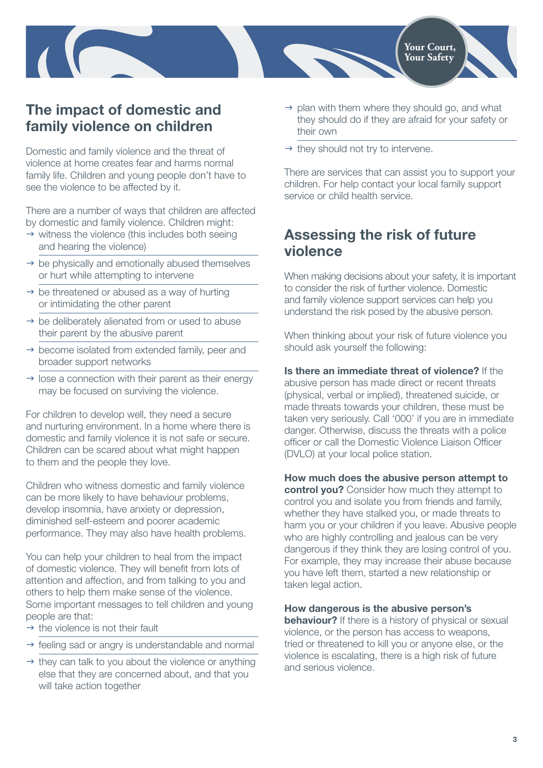## The impact of domestic and family violence on children

Domestic and family violence and the threat of violence at home creates fear and harms normal family life. Children and young people don't have to see the violence to be affected by it.

There are a number of ways that children are affected by domestic and family violence. Children might:

- witness the violence (this includes both seeing and hearing the violence)
- be physically and emotionally abused themselves or hurt while attempting to intervene
- be threatened or abused as a way of hurting or intimidating the other parent
- be deliberately alienated from or used to abuse their parent by the abusive parent
- become isolated from extended family, peer and broader support networks
- lose a connection with their parent as their energy may be focused on surviving the violence.

For children to develop well, they need a secure and nurturing environment. In a home where there is domestic and family violence it is not safe or secure. Children can be scared about what might happen to them and the people they love.

Children who witness domestic and family violence can be more likely to have behaviour problems, develop insomnia, have anxiety or depression, diminished self-esteem and poorer academic performance. They may also have health problems.

You can help your children to heal from the impact of domestic violence. They will benefit from lots of attention and affection, and from talking to you and others to help them make sense of the violence. Some important messages to tell children and young people are that:

- the violence is not their fault
- feeling sad or angry is understandable and normal
- they can talk to you about the violence or anything else that they are concerned about, and that you will take action together
- plan with them where they should go, and what they should do if they are afraid for your safety or their own
- they should not try to intervene.

There are services that can assist you to support your children. For help contact your local family support service or child health service.

## Assessing the risk of future violence

When making decisions about your safety, it is important to consider the risk of further violence. Domestic and family violence support services can help you understand the risk posed by the abusive person.

When thinking about your risk of future violence you should ask yourself the following:

**Is there an immediate threat of violence?** If the abusive person has made direct or recent threats (physical, verbal or implied), threatened suicide, or made threats towards your children, these must be taken very seriously. Call '000' if you are in immediate danger. Otherwise, discuss the threats with a police officer or call the Domestic Violence Liaison Officer (DVLO) at your local police station.

**How much does the abusive person attempt to control you?** Consider how much they attempt to control you and isolate you from friends and family, whether they have stalked you, or made threats to harm you or your children if you leave. Abusive people who are highly controlling and jealous can be very dangerous if they think they are losing control of you. For example, they may increase their abuse because you have left them, started a new relationship or taken legal action.

**How dangerous is the abusive person's behaviour?** If there is a history of physical or sexual violence, or the person has access to weapons, tried or threatened to kill you or anyone else, or the violence is escalating, there is a high risk of future and serious violence.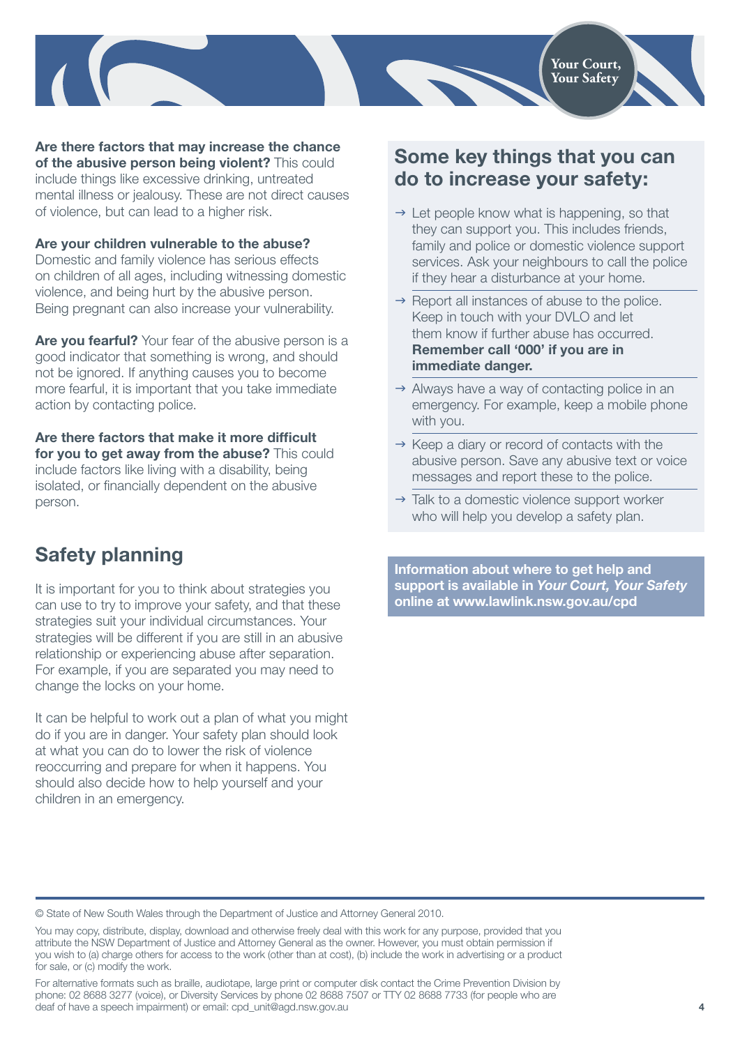**Are there factors that may increase the chance of the abusive person being violent?** This could include things like excessive drinking, untreated mental illness or jealousy. These are not direct causes of violence, but can lead to a higher risk.

**Are your children vulnerable to the abuse?** Domestic and family violence has serious effects on children of all ages, including witnessing domestic violence, and being hurt by the abusive person. Being pregnant can also increase your vulnerability.

**Are you fearful?** Your fear of the abusive person is a good indicator that something is wrong, and should not be ignored. If anything causes you to become more fearful, it is important that you take immediate action by contacting police.

**Are there factors that make it more difficult for you to get away from the abuse?** This could include factors like living with a disability, being isolated, or financially dependent on the abusive person.

## Safety planning

It is important for you to think about strategies you can use to try to improve your safety, and that these strategies suit your individual circumstances. Your strategies will be different if you are still in an abusive relationship or experiencing abuse after separation. For example, if you are separated you may need to change the locks on your home.

It can be helpful to work out a plan of what you might do if you are in danger. Your safety plan should look at what you can do to lower the risk of violence reoccurring and prepare for when it happens. You should also decide how to help yourself and your children in an emergency.

## Some key things that you can do to increase your safety:

- → Let people know what is happening, so that they can support you. This includes friends, family and police or domestic violence support services. Ask your neighbours to call the police if they hear a disturbance at your home.
- → Report all instances of abuse to the police. Keep in touch with your DVLO and let them know if further abuse has occurred. **Remember call '000' if you are in immediate danger.**
- → Always have a way of contacting police in an emergency. For example, keep a mobile phone with you.
- → Keep a diary or record of contacts with the abusive person. Save any abusive text or voice messages and report these to the police.
- → Talk to a domestic violence support worker who will help you develop a safety plan.

**Information about where to get help and support is available in *Your Court, Your Safety* online at www.lawlink.nsw.gov.au/cpd**

© State of New South Wales through the Department of Justice and Attorney General 2010.

You may copy, distribute, display, download and otherwise freely deal with this work for any purpose, provided that you attribute the NSW Department of Justice and Attorney General as the owner. However, you must obtain permission if you wish to (a) charge others for access to the work (other than at cost), (b) include the work in advertising or a product for sale, or (c) modify the work.

For alternative formats such as braille, audiotape, large print or computer disk contact the Crime Prevention Division by phone: 02 8688 3277 (voice), or Diversity Services by phone 02 8688 7507 or TTY 02 8688 7733 (for people who are deaf of have a speech impairment) or email: cpd_unit@agd.nsw.gov.au